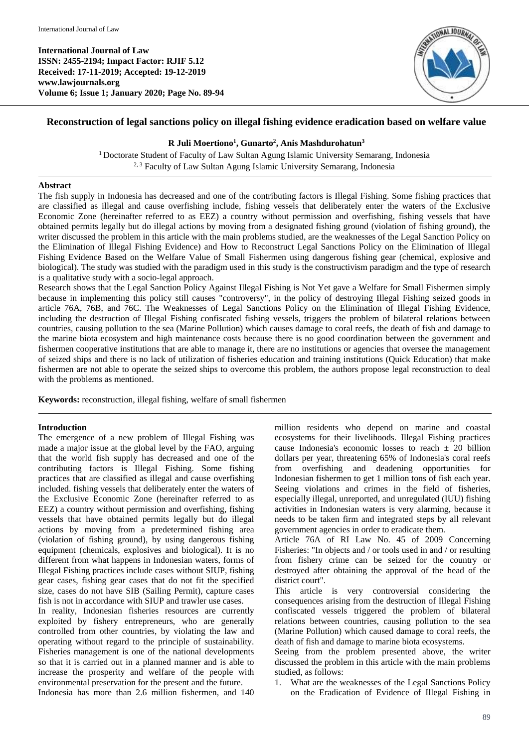**International Journal of Law**
**ISSN: 2455-2194; Impact Factor: RJIF 5.12**
**Received: 17-11-2019; Accepted: 19-12-2019**
**www.lawjournals.org**
**Volume 6; Issue 1; January 2020; Page No. 89-94**

# Reconstruction of legal sanctions policy on illegal fishing evidence eradication based on welfare value

**R Juli Moertiono[1], Gunarto[2], Anis Mashdurohatun[3]**

[1] Doctorate Student of Faculty of Law Sultan Agung Islamic University Semarang, Indonesia
[2, 3] Faculty of Law Sultan Agung Islamic University Semarang, Indonesia

## Abstract

The fish supply in Indonesia has decreased and one of the contributing factors is Illegal Fishing. Some fishing practices that are classified as illegal and cause overfishing include, fishing vessels that deliberately enter the waters of the Exclusive Economic Zone (hereinafter referred to as EEZ) a country without permission and overfishing, fishing vessels that have obtained permits legally but do illegal actions by moving from a designated fishing ground (violation of fishing ground), the writer discussed the problem in this article with the main problems studied, are the weaknesses of the Legal Sanction Policy on the Elimination of Illegal Fishing Evidence) and How to Reconstruct Legal Sanctions Policy on the Elimination of Illegal Fishing Evidence Based on the Welfare Value of Small Fishermen using dangerous fishing gear (chemical, explosive and biological). The study was studied with the paradigm used in this study is the constructivism paradigm and the type of research is a qualitative study with a socio-legal approach.

Research shows that the Legal Sanction Policy Against Illegal Fishing is Not Yet gave a Welfare for Small Fishermen simply because in implementing this policy still causes "controversy", in the policy of destroying Illegal Fishing seized goods in article 76A, 76B, and 76C. The Weaknesses of Legal Sanctions Policy on the Elimination of Illegal Fishing Evidence, including the destruction of Illegal Fishing confiscated fishing vessels, triggers the problem of bilateral relations between countries, causing pollution to the sea (Marine Pollution) which causes damage to coral reefs, the death of fish and damage to the marine biota ecosystem and high maintenance costs because there is no good coordination between the government and fishermen cooperative institutions that are able to manage it, there are no institutions or agencies that oversee the management of seized ships and there is no lack of utilization of fisheries education and training institutions (Quick Education) that make fishermen are not able to operate the seized ships to overcome this problem, the authors propose legal reconstruction to deal with the problems as mentioned.

**Keywords:** reconstruction, illegal fishing, welfare of small fishermen

## Introduction

The emergence of a new problem of Illegal Fishing was made a major issue at the global level by the FAO, arguing that the world fish supply has decreased and one of the contributing factors is Illegal Fishing. Some fishing practices that are classified as illegal and cause overfishing included. fishing vessels that deliberately enter the waters of the Exclusive Economic Zone (hereinafter referred to as EEZ) a country without permission and overfishing, fishing vessels that have obtained permits legally but do illegal actions by moving from a predetermined fishing area (violation of fishing ground), by using dangerous fishing equipment (chemicals, explosives and biological). It is no different from what happens in Indonesian waters, forms of Illegal Fishing practices include cases without SIUP, fishing gear cases, fishing gear cases that do not fit the specified size, cases do not have SIB (Sailing Permit), capture cases fish is not in accordance with SIUP and trawler use cases.

In reality, Indonesian fisheries resources are currently exploited by fishery entrepreneurs, who are generally controlled from other countries, by violating the law and operating without regard to the principle of sustainability. Fisheries management is one of the national developments so that it is carried out in a planned manner and is able to increase the prosperity and welfare of the people with environmental preservation for the present and the future.

Indonesia has more than 2.6 million fishermen, and 140 million residents who depend on marine and coastal ecosystems for their livelihoods. Illegal Fishing practices cause Indonesia's economic losses to reach ± 20 billion dollars per year, threatening 65% of Indonesia's coral reefs from overfishing and deadening opportunities for Indonesian fishermen to get 1 million tons of fish each year. Seeing violations and crimes in the field of fisheries, especially illegal, unreported, and unregulated (IUU) fishing activities in Indonesian waters is very alarming, because it needs to be taken firm and integrated steps by all relevant government agencies in order to eradicate them.

Article 76A of RI Law No. 45 of 2009 Concerning Fisheries: "In objects and / or tools used in and / or resulting from fishery crime can be seized for the country or destroyed after obtaining the approval of the head of the district court".

This article is very controversial considering the consequences arising from the destruction of Illegal Fishing confiscated vessels triggered the problem of bilateral relations between countries, causing pollution to the sea (Marine Pollution) which caused damage to coral reefs, the death of fish and damage to marine biota ecosystems.

Seeing from the problem presented above, the writer discussed the problem in this article with the main problems studied, as follows:

1. What are the weaknesses of the Legal Sanctions Policy on the Eradication of Evidence of Illegal Fishing in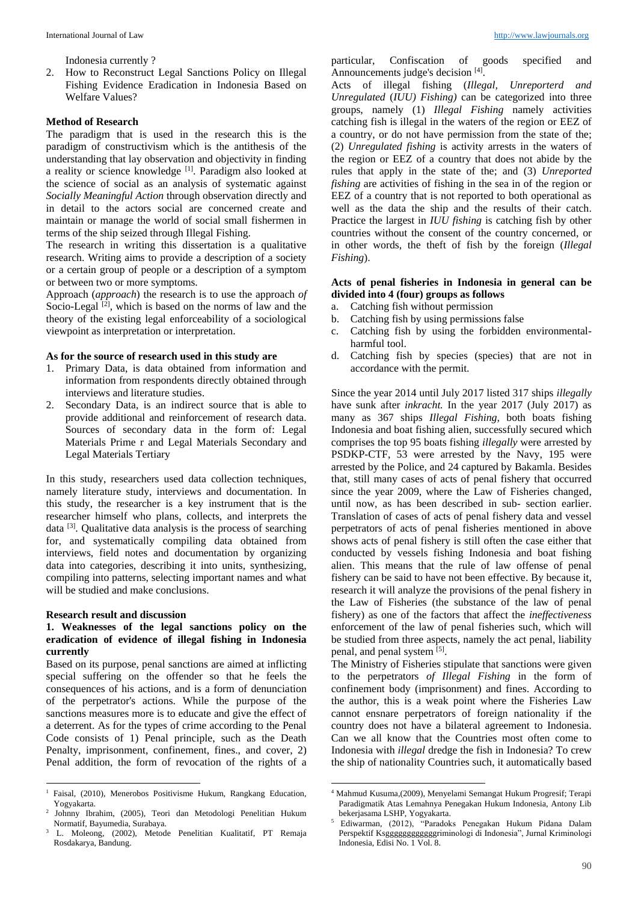Indonesia currently ?

2. How to Reconstruct Legal Sanctions Policy on Illegal Fishing Evidence Eradication in Indonesia Based on Welfare Values?

### Method of Research

The paradigm that is used in the research this is the paradigm of constructivism which is the antithesis of the understanding that lay observation and objectivity in finding a reality or science knowledge [1]. Paradigm also looked at the science of social as an analysis of systematic against *Socially Meaningful Action* through observation directly and in detail to the actors social are concerned create and maintain or manage the world of social small fishermen in terms of the ship seized through Illegal Fishing.

The research in writing this dissertation is a qualitative research. Writing aims to provide a description of a society or a certain group of people or a description of a symptom or between two or more symptoms.

Approach (*approach*) the research is to use the approach *of* Socio-Legal [2], which is based on the norms of law and the theory of the existing legal enforceability of a sociological viewpoint as interpretation or interpretation.

**As for the source of research used in this study are**

1. Primary Data, is data obtained from information and information from respondents directly obtained through interviews and literature studies.
2. Secondary Data, is an indirect source that is able to provide additional and reinforcement of research data. Sources of secondary data in the form of: Legal Materials Prime r and Legal Materials Secondary and Legal Materials Tertiary

In this study, researchers used data collection techniques, namely literature study, interviews and documentation. In this study, the researcher is a key instrument that is the researcher himself who plans, collects, and interprets the data [3]. Qualitative data analysis is the process of searching for, and systematically compiling data obtained from interviews, field notes and documentation by organizing data into categories, describing it into units, synthesizing, compiling into patterns, selecting important names and what will be studied and make conclusions.

### Research result and discussion

#### 1. Weaknesses of the legal sanctions policy on the eradication of evidence of illegal fishing in Indonesia currently

Based on its purpose, penal sanctions are aimed at inflicting special suffering on the offender so that he feels the consequences of his actions, and is a form of denunciation of the perpetrator's actions. While the purpose of the sanctions measures more is to educate and give the effect of a deterrent. As for the types of crime according to the Penal Code consists of 1) Penal principle, such as the Death Penalty, imprisonment, confinement, fines., and cover, 2) Penal addition, the form of revocation of the rights of a particular, Confiscation of goods specified and Announcements judge's decision [4].

Acts of illegal fishing (*Illegal, Unreporterd and Unregulated* (*IUU*) *Fishing)* can be categorized into three groups, namely (1) *Illegal Fishing* namely activities catching fish is illegal in the waters of the region or EEZ of a country, or do not have permission from the state of the; (2) *Unregulated fishing* is activity arrests in the waters of the region or EEZ of a country that does not abide by the rules that apply in the state of the; and (3) *Unreported fishing* are activities of fishing in the sea in of the region or EEZ of a country that is not reported to both operational as well as the data the ship and the results of their catch. Practice the largest in *IUU fishing* is catching fish by other countries without the consent of the country concerned, or in other words, the theft of fish by the foreign (*Illegal Fishing*).

**Acts of penal fisheries in Indonesia in general can be divided into 4 (four) groups as follows**

a. Catching fish without permission
b. Catching fish by using permissions false
c. Catching fish by using the forbidden environmental-harmful tool.
d. Catching fish by species (species) that are not in accordance with the permit.

Since the year 2014 until July 2017 listed 317 ships *illegally* have sunk after *inkracht.* In the year 2017 (July 2017) as many as 367 ships *Illegal Fishing,* both boats fishing Indonesia and boat fishing alien, successfully secured which comprises the top 95 boats fishing *illegally* were arrested by PSDKP-CTF, 53 were arrested by the Navy, 195 were arrested by the Police, and 24 captured by Bakamla. Besides that, still many cases of acts of penal fishery that occurred since the year 2009, where the Law of Fisheries changed, until now, as has been described in sub- section earlier. Translation of cases of acts of penal fishery data and vessel perpetrators of acts of penal fisheries mentioned in above shows acts of penal fishery is still often the case either that conducted by vessels fishing Indonesia and boat fishing alien. This means that the rule of law offense of penal fishery can be said to have not been effective. By because it, research it will analyze the provisions of the penal fishery in the Law of Fisheries (the substance of the law of penal fishery) as one of the factors that affect the *ineffectiveness* enforcement of the law of penal fisheries such, which will be studied from three aspects, namely the act penal, liability penal, and penal system [5].

The Ministry of Fisheries stipulate that sanctions were given to the perpetrators *of Illegal Fishing* in the form of confinement body (imprisonment) and fines. According to the author, this is a weak point where the Fisheries Law cannot ensnare perpetrators of foreign nationality if the country does not have a bilateral agreement to Indonesia. Can we all know that the Countries most often come to Indonesia with *illegal* dredge the fish in Indonesia? To crew the ship of nationality Countries such, it automatically based

---

1 Faisal, (2010), Menerobos Positivisme Hukum, Rangkang Education, Yogyakarta.

2 Johnny Ibrahim, (2005), Teori dan Metodologi Penelitian Hukum Normatif, Bayumedia, Surabaya.

3 L. Moleong, (2002), Metode Penelitian Kualitatif, PT Remaja Rosdakarya, Bandung.

4 Mahmud Kusuma,(2009), Menyelami Semangat Hukum Progresif; Terapi Paradigmatik Atas Lemahnya Penegakan Hukum Indonesia, Antony Lib bekerjasama LSHP, Yogyakarta.

5 Ediwarman, (2012), "Paradoks Penegakan Hukum Pidana Dalam Perspektif Ksggggggggggggriminologi di Indonesia", Jurnal Kriminologi Indonesia, Edisi No. 1 Vol. 8.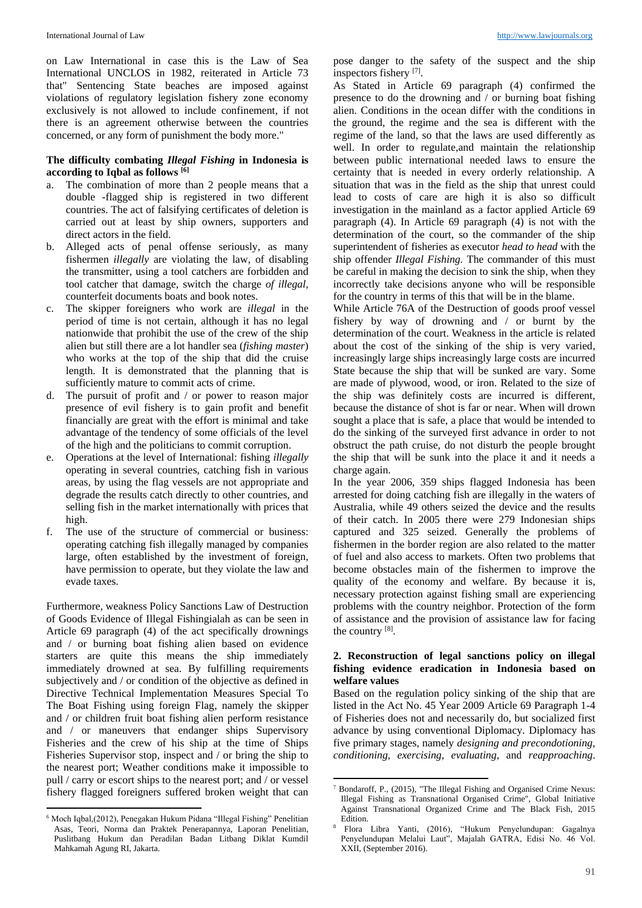on Law International in case this is the Law of Sea International UNCLOS in 1982, reiterated in Article 73 that" Sentencing State beaches are imposed against violations of regulatory legislation fishery zone economy exclusively is not allowed to include confinement, if not there is an agreement otherwise between the countries concerned, or any form of punishment the body more."

**The difficulty combating *Illegal Fishing* in Indonesia is according to Iqbal as follows [6]**

a. The combination of more than 2 people means that a double -flagged ship is registered in two different countries. The act of falsifying certificates of deletion is carried out at least by ship owners, supporters and direct actors in the field.
b. Alleged acts of penal offense seriously, as many fishermen *illegally* are violating the law, of disabling the transmitter, using a tool catchers are forbidden and tool catcher that damage, switch the charge *of illegal,* counterfeit documents boats and book notes.
c. The skipper foreigners who work are *illegal* in the period of time is not certain, although it has no legal nationwide that prohibit the use of the crew of the ship alien but still there are a lot handler sea (*fishing master*) who works at the top of the ship that did the cruise length. It is demonstrated that the planning that is sufficiently mature to commit acts of crime.
d. The pursuit of profit and / or power to reason major presence of evil fishery is to gain profit and benefit financially are great with the effort is minimal and take advantage of the tendency of some officials of the level of the high and the politicians to commit corruption.
e. Operations at the level of International: fishing *illegally* operating in several countries, catching fish in various areas, by using the flag vessels are not appropriate and degrade the results catch directly to other countries, and selling fish in the market internationally with prices that high.
f. The use of the structure of commercial or business: operating catching fish illegally managed by companies large, often established by the investment of foreign, have permission to operate, but they violate the law and evade taxes.

Furthermore, weakness Policy Sanctions Law of Destruction of Goods Evidence of Illegal Fishingialah as can be seen in Article 69 paragraph (4) of the act specifically drownings and / or burning boat fishing alien based on evidence starters are quite this means the ship immediately immediately drowned at sea. By fulfilling requirements subjectively and / or condition of the objective as defined in Directive Technical Implementation Measures Special To The Boat Fishing using foreign Flag, namely the skipper and / or children fruit boat fishing alien perform resistance and / or maneuvers that endanger ships Supervisory Fisheries and the crew of his ship at the time of Ships Fisheries Supervisor stop, inspect and / or bring the ship to the nearest port; Weather conditions make it impossible to pull / carry or escort ships to the nearest port; and / or vessel fishery flagged foreigners suffered broken weight that can pose danger to the safety of the suspect and the ship inspectors fishery [7].

As Stated in Article 69 paragraph (4) confirmed the presence to do the drowning and / or burning boat fishing alien. Conditions in the ocean differ with the conditions in the ground, the regime and the sea is different with the regime of the land, so that the laws are used differently as well. In order to regulate,and maintain the relationship between public international needed laws to ensure the certainty that is needed in every orderly relationship. A situation that was in the field as the ship that unrest could lead to costs of care are high it is also so difficult investigation in the mainland as a factor applied Article 69 paragraph (4). In Article 69 paragraph (4) is not with the determination of the court, so the commander of the ship superintendent of fisheries as executor *head to head* with the ship offender *Illegal Fishing.* The commander of this must be careful in making the decision to sink the ship, when they incorrectly take decisions anyone who will be responsible for the country in terms of this that will be in the blame.

While Article 76A of the Destruction of goods proof vessel fishery by way of drowning and / or burnt by the determination of the court. Weakness in the article is related about the cost of the sinking of the ship is very varied, increasingly large ships increasingly large costs are incurred State because the ship that will be sunked are vary. Some are made of plywood, wood, or iron. Related to the size of the ship was definitely costs are incurred is different, because the distance of shot is far or near. When will drown sought a place that is safe, a place that would be intended to do the sinking of the surveyed first advance in order to not obstruct the path cruise, do not disturb the people brought the ship that will be sunk into the place it and it needs a charge again.

In the year 2006, 359 ships flagged Indonesia has been arrested for doing catching fish are illegally in the waters of Australia, while 49 others seized the device and the results of their catch. In 2005 there were 279 Indonesian ships captured and 325 seized. Generally the problems of fishermen in the border region are also related to the matter of fuel and also access to markets. Often two problems that become obstacles main of the fishermen to improve the quality of the economy and welfare. By because it is, necessary protection against fishing small are experiencing problems with the country neighbor. Protection of the form of assistance and the provision of assistance law for facing the country [8].

## 2. Reconstruction of legal sanctions policy on illegal fishing evidence eradication in Indonesia based on welfare values

Based on the regulation policy sinking of the ship that are listed in the Act No. 45 Year 2009 Article 69 Paragraph 1-4 of Fisheries does not and necessarily do, but socialized first advance by using conventional Diplomacy. Diplomacy has five primary stages, namely *designing and precondotioning, conditioning, exercising, evaluating,* and *reapproaching*.

---

[6] Moch Iqbal,(2012), Penegakan Hukum Pidana "Illegal Fishing" Penelitian Asas, Teori, Norma dan Praktek Penerapannya, Laporan Penelitian, Puslitbang Hukum dan Peradilan Badan Litbang Diklat Kumdil Mahkamah Agung RI, Jakarta.

[7] Bondaroff, P., (2015), "The Illegal Fishing and Organised Crime Nexus: Illegal Fishing as Transnational Organised Crime", Global Initiative Against Transnational Organized Crime and The Black Fish, 2015 Edition.

[8] Flora Libra Yanti, (2016), "Hukum Penyelundupan: Gagalnya Penyelundupan Melalui Laut", Majalah GATRA, Edisi No. 46 Vol. XXII, (September 2016).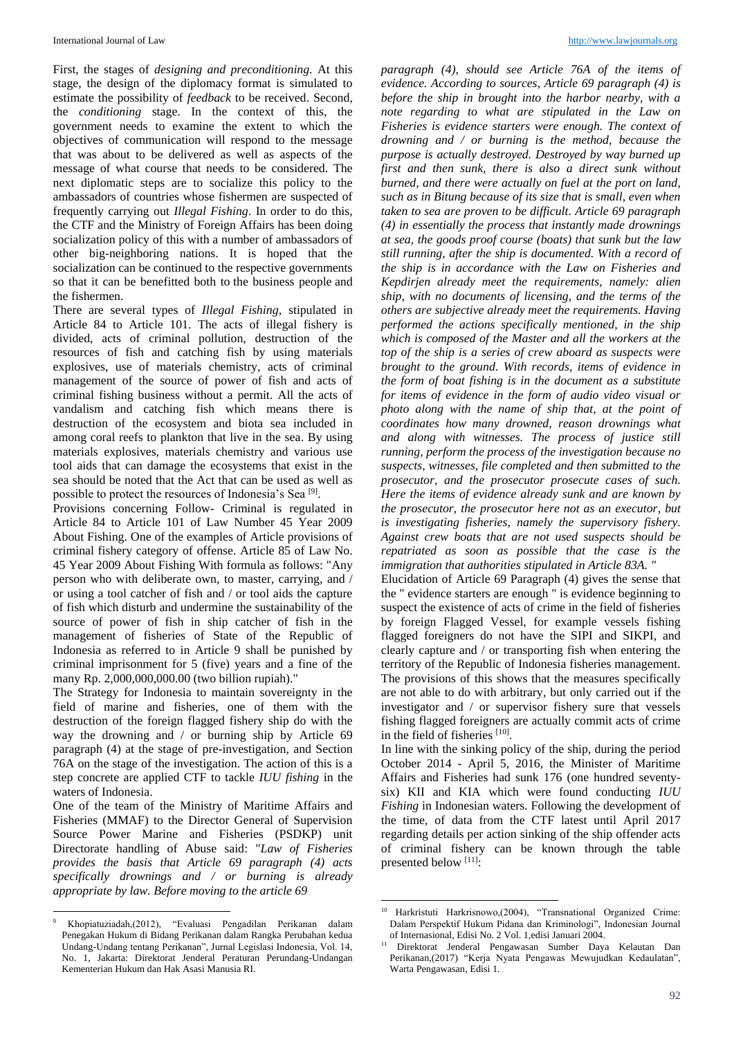First, the stages of *designing and preconditioning.* At this stage, the design of the diplomacy format is simulated to estimate the possibility of *feedback* to be received. Second, the *conditioning* stage. In the context of this, the government needs to examine the extent to which the objectives of communication will respond to the message that was about to be delivered as well as aspects of the message of what course that needs to be considered. The next diplomatic steps are to socialize this policy to the ambassadors of countries whose fishermen are suspected of frequently carrying out *Illegal Fishing*. In order to do this, the CTF and the Ministry of Foreign Affairs has been doing socialization policy of this with a number of ambassadors of other big-neighboring nations. It is hoped that the socialization can be continued to the respective governments so that it can be benefitted both to the business people and the fishermen.

There are several types of *Illegal Fishing*, stipulated in Article 84 to Article 101. The acts of illegal fishery is divided, acts of criminal pollution, destruction of the resources of fish and catching fish by using materials explosives, use of materials chemistry, acts of criminal management of the source of power of fish and acts of criminal fishing business without a permit. All the acts of vandalism and catching fish which means there is destruction of the ecosystem and biota sea included in among coral reefs to plankton that live in the sea. By using materials explosives, materials chemistry and various use tool aids that can damage the ecosystems that exist in the sea should be noted that the Act that can be used as well as possible to protect the resources of Indonesia's Sea [9].

Provisions concerning Follow- Criminal is regulated in Article 84 to Article 101 of Law Number 45 Year 2009 About Fishing. One of the examples of Article provisions of criminal fishery category of offense. Article 85 of Law No. 45 Year 2009 About Fishing With formula as follows: "Any person who with deliberate own, to master, carrying, and / or using a tool catcher of fish and / or tool aids the capture of fish which disturb and undermine the sustainability of the source of power of fish in ship catcher of fish in the management of fisheries of State of the Republic of Indonesia as referred to in Article 9 shall be punished by criminal imprisonment for 5 (five) years and a fine of the many Rp. 2,000,000,000.00 (two billion rupiah)."

The Strategy for Indonesia to maintain sovereignty in the field of marine and fisheries, one of them with the destruction of the foreign flagged fishery ship do with the way the drowning and / or burning ship by Article 69 paragraph (4) at the stage of pre-investigation, and Section 76A on the stage of the investigation. The action of this is a step concrete are applied CTF to tackle *IUU fishing* in the waters of Indonesia.

One of the team of the Ministry of Maritime Affairs and Fisheries (MMAF) to the Director General of Supervision Source Power Marine and Fisheries (PSDKP) unit Directorate handling of Abuse said: "*Law of Fisheries provides the basis that Article 69 paragraph (4) acts specifically drownings and / or burning is already appropriate by law. Before moving to the article 69 paragraph (4), should see Article 76A of the items of evidence. According to sources, Article 69 paragraph (4) is before the ship in brought into the harbor nearby, with a note regarding to what are stipulated in the Law on Fisheries is evidence starters were enough. The context of drowning and / or burning is the method, because the purpose is actually destroyed. Destroyed by way burned up first and then sunk, there is also a direct sunk without burned, and there were actually on fuel at the port on land, such as in Bitung because of its size that is small, even when taken to sea are proven to be difficult. Article 69 paragraph (4) in essentially the process that instantly made drownings at sea, the goods proof course (boats) that sunk but the law still running, after the ship is documented. With a record of the ship is in accordance with the Law on Fisheries and Kepdirjen already meet the requirements, namely: alien ship, with no documents of licensing, and the terms of the others are subjective already meet the requirements. Having performed the actions specifically mentioned, in the ship which is composed of the Master and all the workers at the top of the ship is a series of crew aboard as suspects were brought to the ground. With records, items of evidence in the form of boat fishing is in the document as a substitute for items of evidence in the form of audio video visual or photo along with the name of ship that, at the point of coordinates how many drowned, reason drownings what and along with witnesses. The process of justice still running, perform the process of the investigation because no suspects, witnesses, file completed and then submitted to the prosecutor, and the prosecutor prosecute cases of such. Here the items of evidence already sunk and are known by the prosecutor, the prosecutor here not as an executor, but is investigating fisheries, namely the supervisory fishery. Against crew boats that are not used suspects should be repatriated as soon as possible that the case is the immigration that authorities stipulated in Article 83A.* "

Elucidation of Article 69 Paragraph (4) gives the sense that the " evidence starters are enough " is evidence beginning to suspect the existence of acts of crime in the field of fisheries by foreign Flagged Vessel, for example vessels fishing flagged foreigners do not have the SIPI and SIKPI, and clearly capture and / or transporting fish when entering the territory of the Republic of Indonesia fisheries management. The provisions of this shows that the measures specifically are not able to do with arbitrary, but only carried out if the investigator and / or supervisor fishery sure that vessels fishing flagged foreigners are actually commit acts of crime in the field of fisheries [10].

In line with the sinking policy of the ship, during the period October 2014 - April 5, 2016, the Minister of Maritime Affairs and Fisheries had sunk 176 (one hundred seventy-six) KII and KIA which were found conducting *IUU Fishing* in Indonesian waters. Following the development of the time, of data from the CTF latest until April 2017 regarding details per action sinking of the ship offender acts of criminal fishery can be known through the table presented below [11]:

---

[9] Khopiatuziadah,(2012), "Evaluasi Pengadilan Perikanan dalam Penegakan Hukum di Bidang Perikanan dalam Rangka Perubahan kedua Undang-Undang tentang Perikanan", Jurnal Legislasi Indonesia, Vol. 14, No. 1, Jakarta: Direktorat Jenderal Peraturan Perundang-Undangan Kementerian Hukum dan Hak Asasi Manusia RI.

[10] Harkristuti Harkrisnowo,(2004), "Transnational Organized Crime: Dalam Perspektif Hukum Pidana dan Kriminologi", Indonesian Journal of Internasional, Edisi No. 2 Vol. 1,edisi Januari 2004.

[11] Direktorat Jenderal Pengawasan Sumber Daya Kelautan Dan Perikanan,(2017) "Kerja Nyata Pengawas Mewujudkan Kedaulatan", Warta Pengawasan, Edisi 1.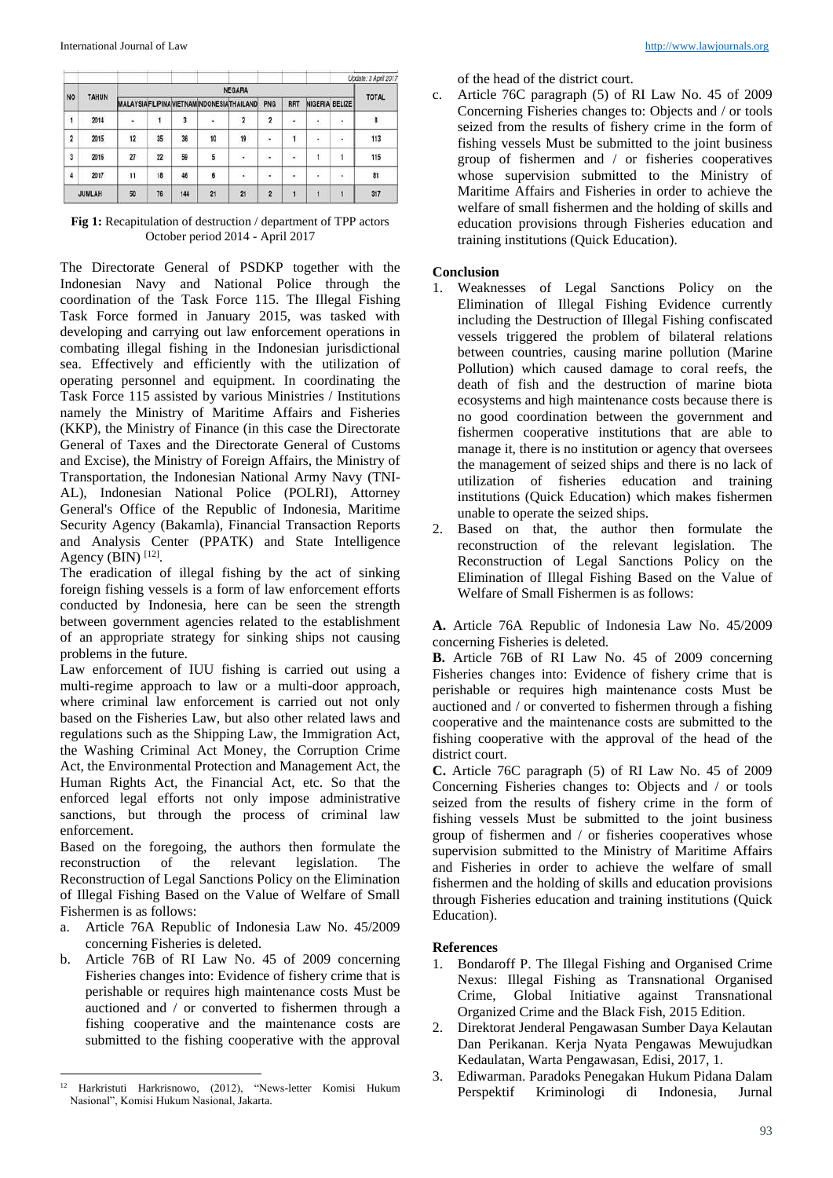Update: 3 April 2017

| NO | TAHUN | NEGARA | | | | | | | | | TOTAL |
|---|---|---|---|---|---|---|---|---|---|---|---|
| | | MALAYSIA | FILIPINA | VIETNAM | INDONESIA | THAILAND | PNG | RRT | NIGERIA | BELIZE | |
| 1 | 2014 | - | 1 | 3 | - | 2 | 2 | - | - | - | 8 |
| 2 | 2015 | 12 | 35 | 36 | 10 | 19 | - | 1 | - | - | 113 |
| 3 | 2016 | 27 | 22 | 59 | 5 | - | - | - | 1 | 1 | 115 |
| 4 | 2017 | 11 | 18 | 46 | 6 | - | - | - | - | - | 81 |
| JUMLAH | | 50 | 76 | 144 | 21 | 21 | 2 | 1 | 1 | 1 | 317 |

**Fig 1:** Recapitulation of destruction / department of TPP actors October period 2014 - April 2017

The Directorate General of PSDKP together with the Indonesian Navy and National Police through the coordination of the Task Force 115. The Illegal Fishing Task Force formed in January 2015, was tasked with developing and carrying out law enforcement operations in combating illegal fishing in the Indonesian jurisdictional sea. Effectively and efficiently with the utilization of operating personnel and equipment. In coordinating the Task Force 115 assisted by various Ministries / Institutions namely the Ministry of Maritime Affairs and Fisheries (KKP), the Ministry of Finance (in this case the Directorate General of Taxes and the Directorate General of Customs and Excise), the Ministry of Foreign Affairs, the Ministry of Transportation, the Indonesian National Army Navy (TNI-AL), Indonesian National Police (POLRI), Attorney General's Office of the Republic of Indonesia, Maritime Security Agency (Bakamla), Financial Transaction Reports and Analysis Center (PPATK) and State Intelligence Agency (BIN) [12].

The eradication of illegal fishing by the act of sinking foreign fishing vessels is a form of law enforcement efforts conducted by Indonesia, here can be seen the strength between government agencies related to the establishment of an appropriate strategy for sinking ships not causing problems in the future.

Law enforcement of IUU fishing is carried out using a multi-regime approach to law or a multi-door approach, where criminal law enforcement is carried out not only based on the Fisheries Law, but also other related laws and regulations such as the Shipping Law, the Immigration Act, the Washing Criminal Act Money, the Corruption Crime Act, the Environmental Protection and Management Act, the Human Rights Act, the Financial Act, etc. So that the enforced legal efforts not only impose administrative sanctions, but through the process of criminal law enforcement.

Based on the foregoing, the authors then formulate the reconstruction of the relevant legislation. The Reconstruction of Legal Sanctions Policy on the Elimination of Illegal Fishing Based on the Value of Welfare of Small Fishermen is as follows:

a. Article 76A Republic of Indonesia Law No. 45/2009 concerning Fisheries is deleted.
b. Article 76B of RI Law No. 45 of 2009 concerning Fisheries changes into: Evidence of fishery crime that is perishable or requires high maintenance costs Must be auctioned and / or converted to fishermen through a fishing cooperative and the maintenance costs are submitted to the fishing cooperative with the approval of the head of the district court.
c. Article 76C paragraph (5) of RI Law No. 45 of 2009 Concerning Fisheries changes to: Objects and / or tools seized from the results of fishery crime in the form of fishing vessels Must be submitted to the joint business group of fishermen and / or fisheries cooperatives whose supervision submitted to the Ministry of Maritime Affairs and Fisheries in order to achieve the welfare of small fishermen and the holding of skills and education provisions through Fisheries education and training institutions (Quick Education).

## Conclusion

1. Weaknesses of Legal Sanctions Policy on the Elimination of Illegal Fishing Evidence currently including the Destruction of Illegal Fishing confiscated vessels triggered the problem of bilateral relations between countries, causing marine pollution (Marine Pollution) which caused damage to coral reefs, the death of fish and the destruction of marine biota ecosystems and high maintenance costs because there is no good coordination between the government and fishermen cooperative institutions that are able to manage it, there is no institution or agency that oversees the management of seized ships and there is no lack of utilization of fisheries education and training institutions (Quick Education) which makes fishermen unable to operate the seized ships.
2. Based on that, the author then formulate the reconstruction of the relevant legislation. The Reconstruction of Legal Sanctions Policy on the Elimination of Illegal Fishing Based on the Value of Welfare of Small Fishermen is as follows:

**A.** Article 76A Republic of Indonesia Law No. 45/2009 concerning Fisheries is deleted.

**B.** Article 76B of RI Law No. 45 of 2009 concerning Fisheries changes into: Evidence of fishery crime that is perishable or requires high maintenance costs Must be auctioned and / or converted to fishermen through a fishing cooperative and the maintenance costs are submitted to the fishing cooperative with the approval of the head of the district court.

**C.** Article 76C paragraph (5) of RI Law No. 45 of 2009 Concerning Fisheries changes to: Objects and / or tools seized from the results of fishery crime in the form of fishing vessels Must be submitted to the joint business group of fishermen and / or fisheries cooperatives whose supervision submitted to the Ministry of Maritime Affairs and Fisheries in order to achieve the welfare of small fishermen and the holding of skills and education provisions through Fisheries education and training institutions (Quick Education).

## References

1. Bondaroff P. The Illegal Fishing and Organised Crime Nexus: Illegal Fishing as Transnational Organised Crime, Global Initiative against Transnational Organized Crime and the Black Fish, 2015 Edition.
2. Direktorat Jenderal Pengawasan Sumber Daya Kelautan Dan Perikanan. Kerja Nyata Pengawas Mewujudkan Kedaulatan, Warta Pengawasan, Edisi, 2017, 1.
3. Ediwarman. Paradoks Penegakan Hukum Pidana Dalam Perspektif Kriminologi di Indonesia, Jurnal

[12] Harkristuti Harkrisnowo, (2012), "News-letter Komisi Hukum Nasional", Komisi Hukum Nasional, Jakarta.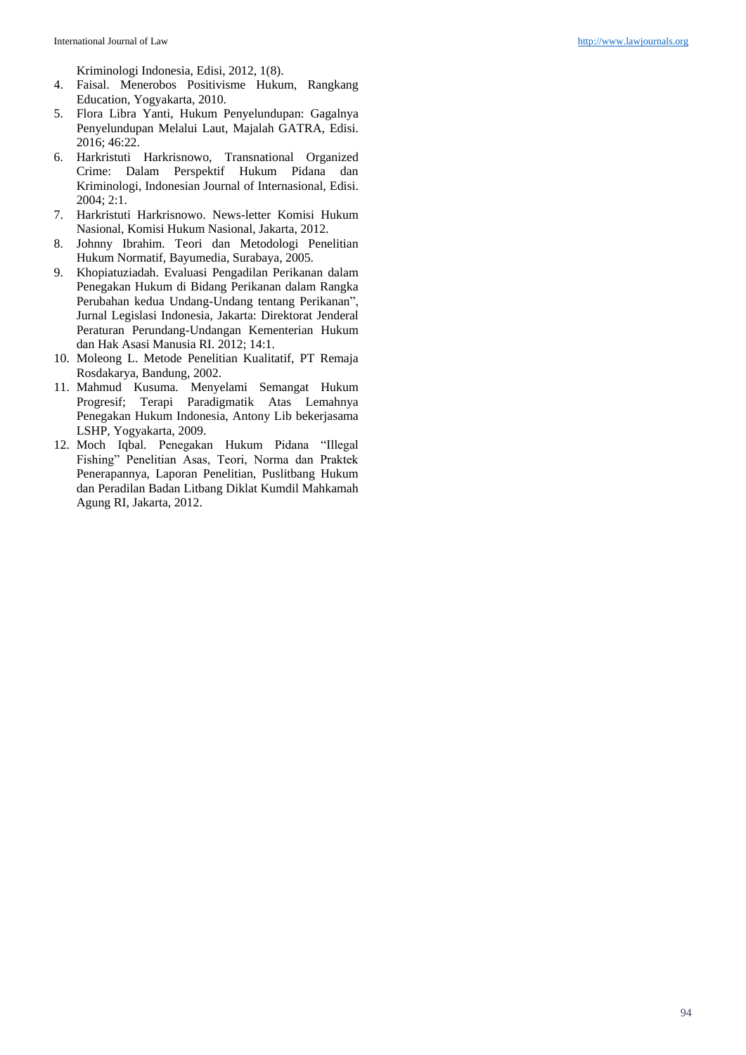Kriminologi Indonesia, Edisi, 2012, 1(8).

4. Faisal. Menerobos Positivisme Hukum, Rangkang Education, Yogyakarta, 2010.
5. Flora Libra Yanti, Hukum Penyelundupan: Gagalnya Penyelundupan Melalui Laut, Majalah GATRA, Edisi. 2016; 46:22.
6. Harkristuti Harkrisnowo, Transnational Organized Crime: Dalam Perspektif Hukum Pidana dan Kriminologi, Indonesian Journal of Internasional, Edisi. 2004; 2:1.
7. Harkristuti Harkrisnowo. News-letter Komisi Hukum Nasional, Komisi Hukum Nasional, Jakarta, 2012.
8. Johnny Ibrahim. Teori dan Metodologi Penelitian Hukum Normatif, Bayumedia, Surabaya, 2005.
9. Khopiatuziadah. Evaluasi Pengadilan Perikanan dalam Penegakan Hukum di Bidang Perikanan dalam Rangka Perubahan kedua Undang-Undang tentang Perikanan", Jurnal Legislasi Indonesia, Jakarta: Direktorat Jenderal Peraturan Perundang-Undangan Kementerian Hukum dan Hak Asasi Manusia RI. 2012; 14:1.
10. Moleong L. Metode Penelitian Kualitatif, PT Remaja Rosdakarya, Bandung, 2002.
11. Mahmud Kusuma. Menyelami Semangat Hukum Progresif; Terapi Paradigmatik Atas Lemahnya Penegakan Hukum Indonesia, Antony Lib bekerjasama LSHP, Yogyakarta, 2009.
12. Moch Iqbal. Penegakan Hukum Pidana "Illegal Fishing" Penelitian Asas, Teori, Norma dan Praktek Penerapannya, Laporan Penelitian, Puslitbang Hukum dan Peradilan Badan Litbang Diklat Kumdil Mahkamah Agung RI, Jakarta, 2012.